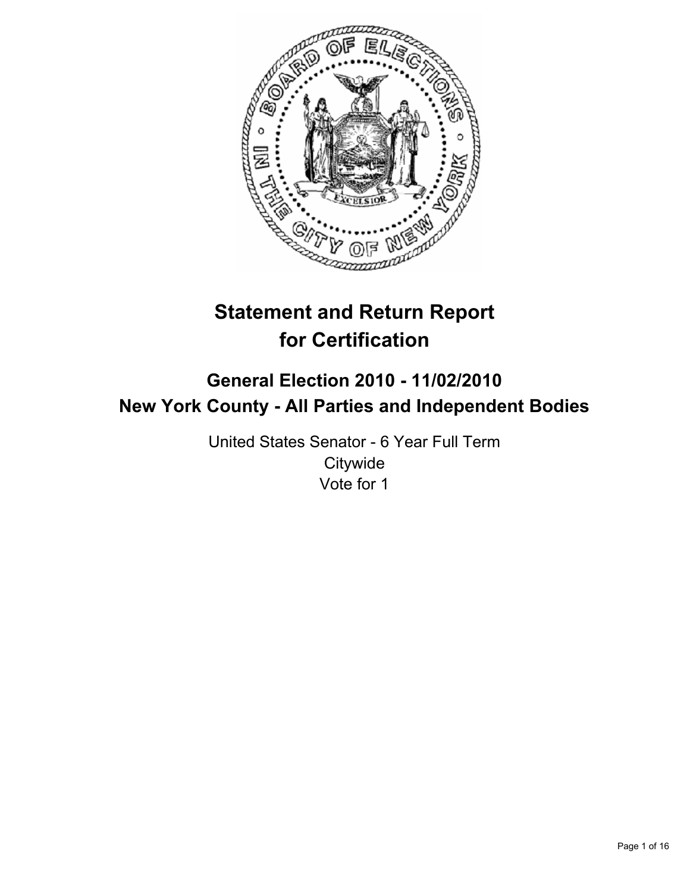# Statement and Return Report for Certification

## General Election 2010 - 11/02/2010
## New York County - All Parties and Independent Bodies

United States Senator - 6 Year Full Term
Citywide
Vote for 1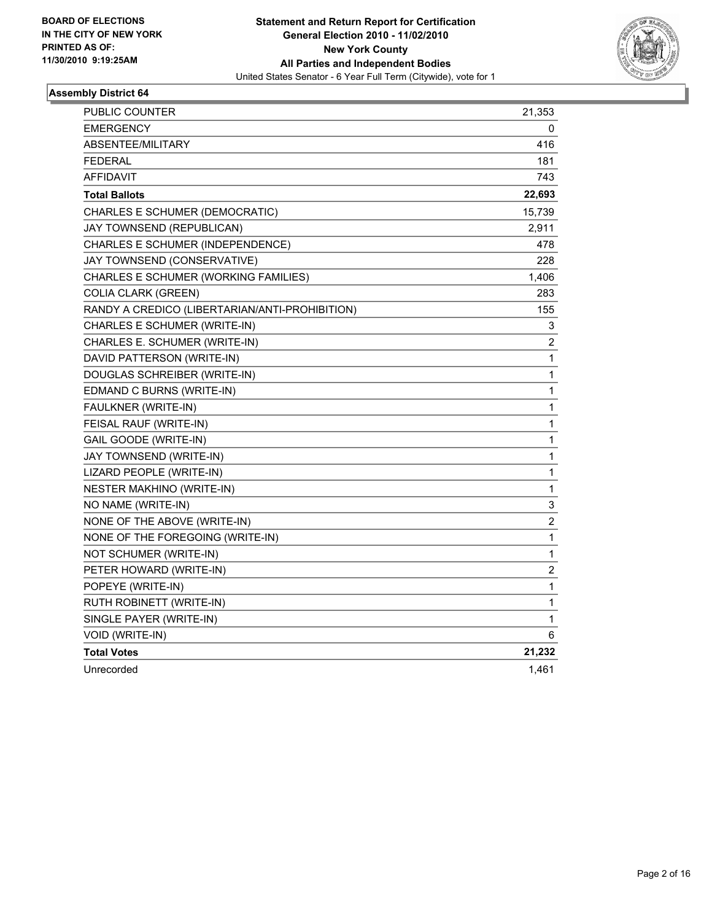**BOARD OF ELECTIONS IN THE CITY OF NEW YORK PRINTED AS OF: 11/30/2010 9:19:25AM**

**Statement and Return Report for Certification General Election 2010 - 11/02/2010 New York County All Parties and Independent Bodies**

United States Senator - 6 Year Full Term (Citywide), vote for 1

## Assembly District 64

| | |
|---|---|
| PUBLIC COUNTER | 21,353 |
| EMERGENCY | 0 |
| ABSENTEE/MILITARY | 416 |
| FEDERAL | 181 |
| AFFIDAVIT | 743 |
| **Total Ballots** | **22,693** |
| CHARLES E SCHUMER (DEMOCRATIC) | 15,739 |
| JAY TOWNSEND (REPUBLICAN) | 2,911 |
| CHARLES E SCHUMER (INDEPENDENCE) | 478 |
| JAY TOWNSEND (CONSERVATIVE) | 228 |
| CHARLES E SCHUMER (WORKING FAMILIES) | 1,406 |
| COLIA CLARK (GREEN) | 283 |
| RANDY A CREDICO (LIBERTARIAN/ANTI-PROHIBITION) | 155 |
| CHARLES E SCHUMER (WRITE-IN) | 3 |
| CHARLES E. SCHUMER (WRITE-IN) | 2 |
| DAVID PATTERSON (WRITE-IN) | 1 |
| DOUGLAS SCHREIBER (WRITE-IN) | 1 |
| EDMAND C BURNS (WRITE-IN) | 1 |
| FAULKNER (WRITE-IN) | 1 |
| FEISAL RAUF (WRITE-IN) | 1 |
| GAIL GOODE (WRITE-IN) | 1 |
| JAY TOWNSEND (WRITE-IN) | 1 |
| LIZARD PEOPLE (WRITE-IN) | 1 |
| NESTER MAKHINO (WRITE-IN) | 1 |
| NO NAME (WRITE-IN) | 3 |
| NONE OF THE ABOVE (WRITE-IN) | 2 |
| NONE OF THE FOREGOING (WRITE-IN) | 1 |
| NOT SCHUMER (WRITE-IN) | 1 |
| PETER HOWARD (WRITE-IN) | 2 |
| POPEYE (WRITE-IN) | 1 |
| RUTH ROBINETT (WRITE-IN) | 1 |
| SINGLE PAYER (WRITE-IN) | 1 |
| VOID (WRITE-IN) | 6 |
| **Total Votes** | **21,232** |
| Unrecorded | 1,461 |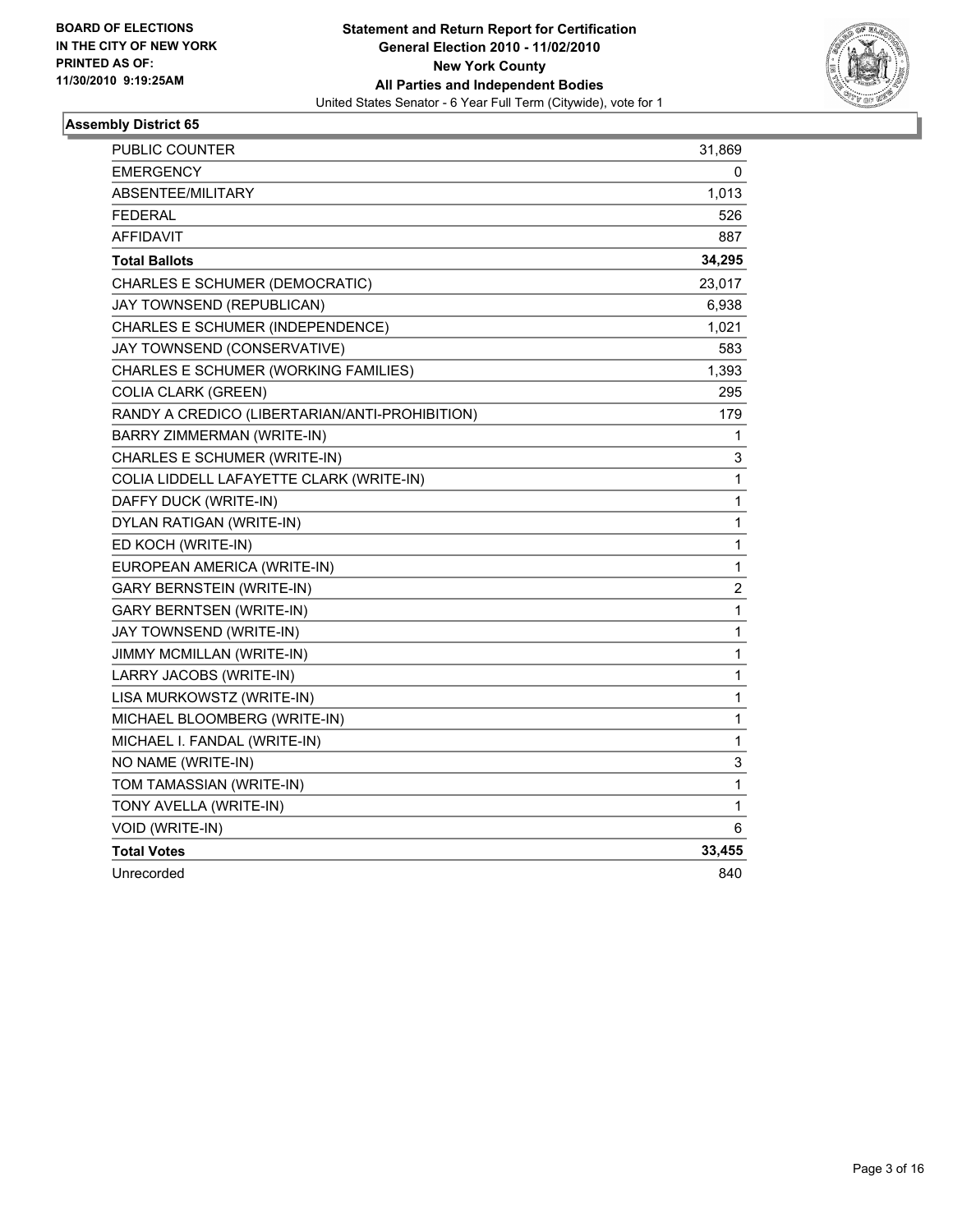**BOARD OF ELECTIONS IN THE CITY OF NEW YORK PRINTED AS OF: 11/30/2010 9:19:25AM**

**Statement and Return Report for Certification**
**General Election 2010 - 11/02/2010**
**New York County**
**All Parties and Independent Bodies**
United States Senator - 6 Year Full Term (Citywide), vote for 1

### Assembly District 65

| | |
|---|---|
| PUBLIC COUNTER | 31,869 |
| EMERGENCY | 0 |
| ABSENTEE/MILITARY | 1,013 |
| FEDERAL | 526 |
| AFFIDAVIT | 887 |
| **Total Ballots** | **34,295** |
| CHARLES E SCHUMER (DEMOCRATIC) | 23,017 |
| JAY TOWNSEND (REPUBLICAN) | 6,938 |
| CHARLES E SCHUMER (INDEPENDENCE) | 1,021 |
| JAY TOWNSEND (CONSERVATIVE) | 583 |
| CHARLES E SCHUMER (WORKING FAMILIES) | 1,393 |
| COLIA CLARK (GREEN) | 295 |
| RANDY A CREDICO (LIBERTARIAN/ANTI-PROHIBITION) | 179 |
| BARRY ZIMMERMAN (WRITE-IN) | 1 |
| CHARLES E SCHUMER (WRITE-IN) | 3 |
| COLIA LIDDELL LAFAYETTE CLARK (WRITE-IN) | 1 |
| DAFFY DUCK (WRITE-IN) | 1 |
| DYLAN RATIGAN (WRITE-IN) | 1 |
| ED KOCH (WRITE-IN) | 1 |
| EUROPEAN AMERICA (WRITE-IN) | 1 |
| GARY BERNSTEIN (WRITE-IN) | 2 |
| GARY BERNTSEN (WRITE-IN) | 1 |
| JAY TOWNSEND (WRITE-IN) | 1 |
| JIMMY MCMILLAN (WRITE-IN) | 1 |
| LARRY JACOBS (WRITE-IN) | 1 |
| LISA MURKOWSTZ (WRITE-IN) | 1 |
| MICHAEL BLOOMBERG (WRITE-IN) | 1 |
| MICHAEL I. FANDAL (WRITE-IN) | 1 |
| NO NAME (WRITE-IN) | 3 |
| TOM TAMASSIAN (WRITE-IN) | 1 |
| TONY AVELLA (WRITE-IN) | 1 |
| VOID (WRITE-IN) | 6 |
| **Total Votes** | **33,455** |
| Unrecorded | 840 |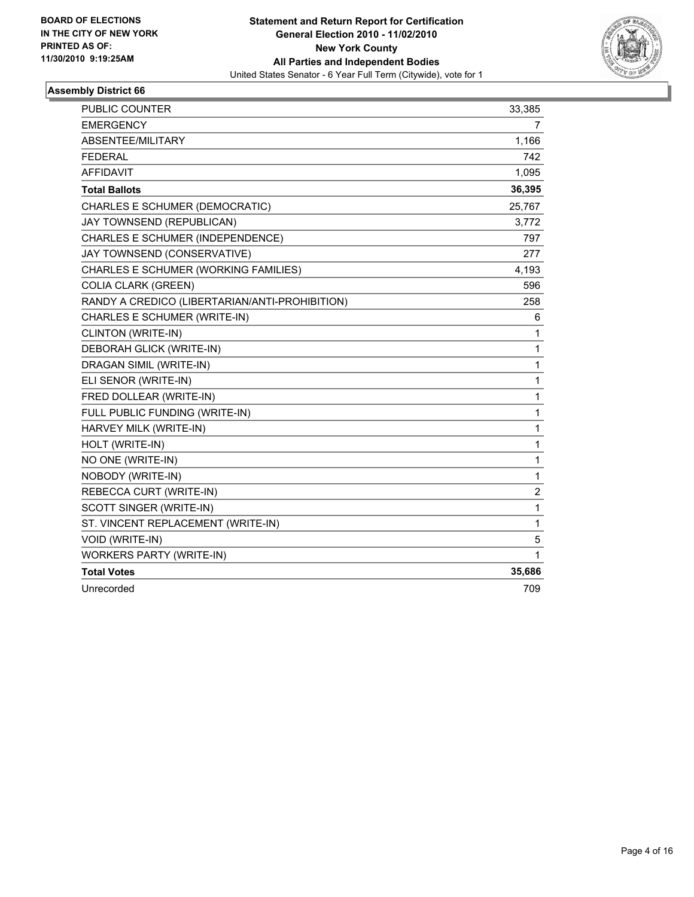**BOARD OF ELECTIONS IN THE CITY OF NEW YORK PRINTED AS OF: 11/30/2010 9:19:25AM**

# Statement and Return Report for Certification
## General Election 2010 - 11/02/2010
## New York County
## All Parties and Independent Bodies
United States Senator - 6 Year Full Term (Citywide), vote for 1

### Assembly District 66

| | |
|---|---|
| PUBLIC COUNTER | 33,385 |
| EMERGENCY | 7 |
| ABSENTEE/MILITARY | 1,166 |
| FEDERAL | 742 |
| AFFIDAVIT | 1,095 |
| **Total Ballots** | **36,395** |
| CHARLES E SCHUMER (DEMOCRATIC) | 25,767 |
| JAY TOWNSEND (REPUBLICAN) | 3,772 |
| CHARLES E SCHUMER (INDEPENDENCE) | 797 |
| JAY TOWNSEND (CONSERVATIVE) | 277 |
| CHARLES E SCHUMER (WORKING FAMILIES) | 4,193 |
| COLIA CLARK (GREEN) | 596 |
| RANDY A CREDICO (LIBERTARIAN/ANTI-PROHIBITION) | 258 |
| CHARLES E SCHUMER (WRITE-IN) | 6 |
| CLINTON (WRITE-IN) | 1 |
| DEBORAH GLICK (WRITE-IN) | 1 |
| DRAGAN SIMIL (WRITE-IN) | 1 |
| ELI SENOR (WRITE-IN) | 1 |
| FRED DOLLEAR (WRITE-IN) | 1 |
| FULL PUBLIC FUNDING (WRITE-IN) | 1 |
| HARVEY MILK (WRITE-IN) | 1 |
| HOLT (WRITE-IN) | 1 |
| NO ONE (WRITE-IN) | 1 |
| NOBODY (WRITE-IN) | 1 |
| REBECCA CURT (WRITE-IN) | 2 |
| SCOTT SINGER (WRITE-IN) | 1 |
| ST. VINCENT REPLACEMENT (WRITE-IN) | 1 |
| VOID (WRITE-IN) | 5 |
| WORKERS PARTY (WRITE-IN) | 1 |
| **Total Votes** | **35,686** |
| Unrecorded | 709 |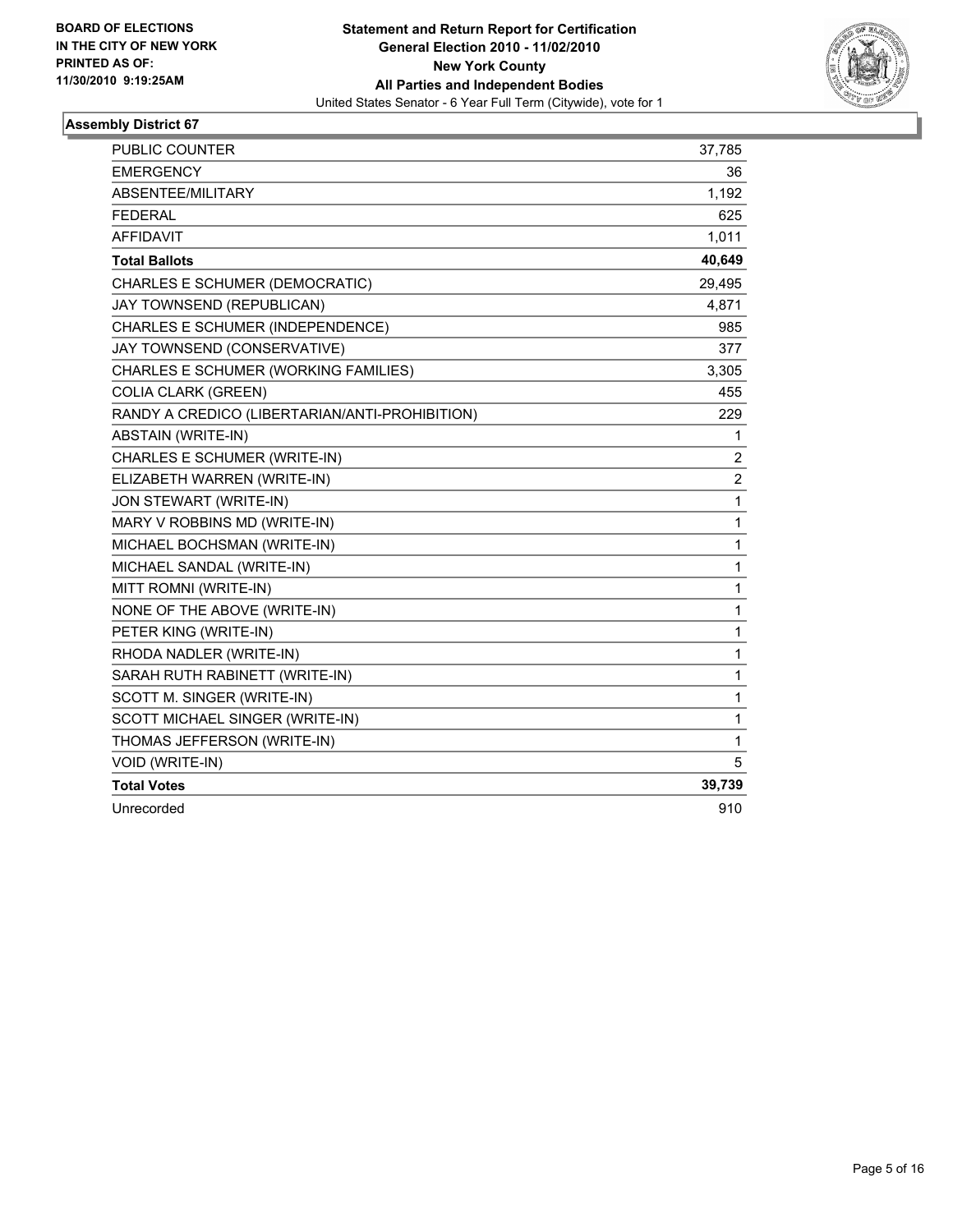**BOARD OF ELECTIONS IN THE CITY OF NEW YORK PRINTED AS OF: 11/30/2010 9:19:25AM**

**Statement and Return Report for Certification**
**General Election 2010 - 11/02/2010**
**New York County**
**All Parties and Independent Bodies**
United States Senator - 6 Year Full Term (Citywide), vote for 1

## Assembly District 67

| | |
|---|---|
| PUBLIC COUNTER | 37,785 |
| EMERGENCY | 36 |
| ABSENTEE/MILITARY | 1,192 |
| FEDERAL | 625 |
| AFFIDAVIT | 1,011 |
| **Total Ballots** | **40,649** |
| CHARLES E SCHUMER (DEMOCRATIC) | 29,495 |
| JAY TOWNSEND (REPUBLICAN) | 4,871 |
| CHARLES E SCHUMER (INDEPENDENCE) | 985 |
| JAY TOWNSEND (CONSERVATIVE) | 377 |
| CHARLES E SCHUMER (WORKING FAMILIES) | 3,305 |
| COLIA CLARK (GREEN) | 455 |
| RANDY A CREDICO (LIBERTARIAN/ANTI-PROHIBITION) | 229 |
| ABSTAIN (WRITE-IN) | 1 |
| CHARLES E SCHUMER (WRITE-IN) | 2 |
| ELIZABETH WARREN (WRITE-IN) | 2 |
| JON STEWART (WRITE-IN) | 1 |
| MARY V ROBBINS MD (WRITE-IN) | 1 |
| MICHAEL BOCHSMAN (WRITE-IN) | 1 |
| MICHAEL SANDAL (WRITE-IN) | 1 |
| MITT ROMNI (WRITE-IN) | 1 |
| NONE OF THE ABOVE (WRITE-IN) | 1 |
| PETER KING (WRITE-IN) | 1 |
| RHODA NADLER (WRITE-IN) | 1 |
| SARAH RUTH RABINETT (WRITE-IN) | 1 |
| SCOTT M. SINGER (WRITE-IN) | 1 |
| SCOTT MICHAEL SINGER (WRITE-IN) | 1 |
| THOMAS JEFFERSON (WRITE-IN) | 1 |
| VOID (WRITE-IN) | 5 |
| **Total Votes** | **39,739** |
| Unrecorded | 910 |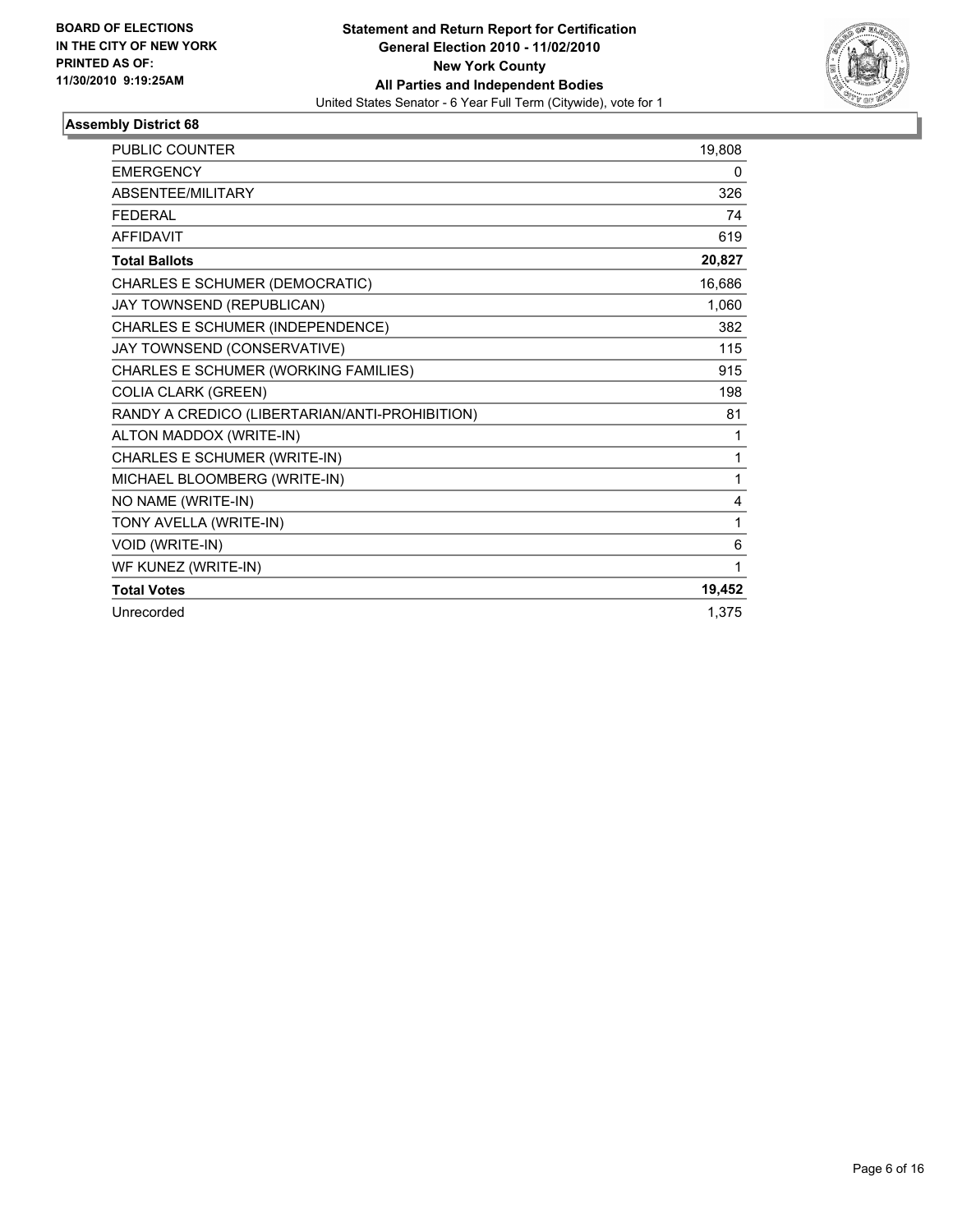**BOARD OF ELECTIONS IN THE CITY OF NEW YORK PRINTED AS OF: 11/30/2010 9:19:25AM**

**Statement and Return Report for Certification**
**General Election 2010 - 11/02/2010**
**New York County**
**All Parties and Independent Bodies**
United States Senator - 6 Year Full Term (Citywide), vote for 1

### Assembly District 68

| | |
|---|---|
| PUBLIC COUNTER | 19,808 |
| EMERGENCY | 0 |
| ABSENTEE/MILITARY | 326 |
| FEDERAL | 74 |
| AFFIDAVIT | 619 |
| **Total Ballots** | **20,827** |
| CHARLES E SCHUMER (DEMOCRATIC) | 16,686 |
| JAY TOWNSEND (REPUBLICAN) | 1,060 |
| CHARLES E SCHUMER (INDEPENDENCE) | 382 |
| JAY TOWNSEND (CONSERVATIVE) | 115 |
| CHARLES E SCHUMER (WORKING FAMILIES) | 915 |
| COLIA CLARK (GREEN) | 198 |
| RANDY A CREDICO (LIBERTARIAN/ANTI-PROHIBITION) | 81 |
| ALTON MADDOX (WRITE-IN) | 1 |
| CHARLES E SCHUMER (WRITE-IN) | 1 |
| MICHAEL BLOOMBERG (WRITE-IN) | 1 |
| NO NAME (WRITE-IN) | 4 |
| TONY AVELLA (WRITE-IN) | 1 |
| VOID (WRITE-IN) | 6 |
| WF KUNEZ (WRITE-IN) | 1 |
| **Total Votes** | **19,452** |
| Unrecorded | 1,375 |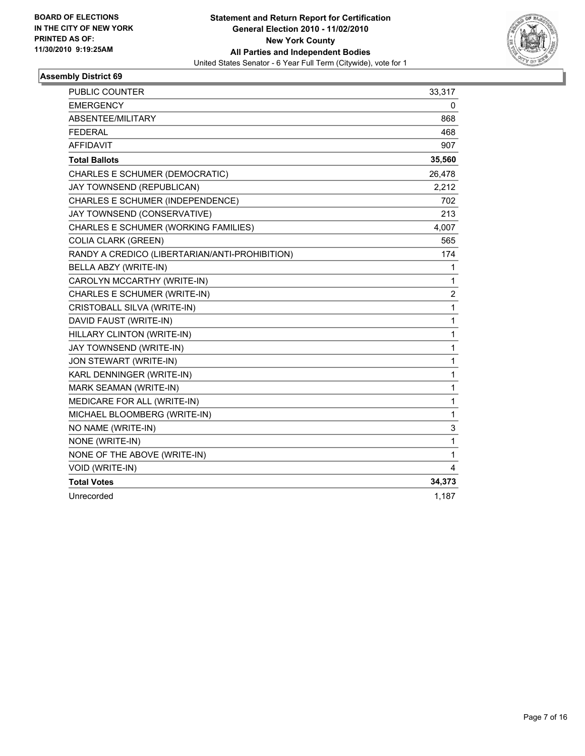**BOARD OF ELECTIONS IN THE CITY OF NEW YORK PRINTED AS OF: 11/30/2010 9:19:25AM**

**Statement and Return Report for Certification**
**General Election 2010 - 11/02/2010**
**New York County**
**All Parties and Independent Bodies**
United States Senator - 6 Year Full Term (Citywide), vote for 1

## Assembly District 69

| | |
|---|---|
| PUBLIC COUNTER | 33,317 |
| EMERGENCY | 0 |
| ABSENTEE/MILITARY | 868 |
| FEDERAL | 468 |
| AFFIDAVIT | 907 |
| **Total Ballots** | **35,560** |
| CHARLES E SCHUMER (DEMOCRATIC) | 26,478 |
| JAY TOWNSEND (REPUBLICAN) | 2,212 |
| CHARLES E SCHUMER (INDEPENDENCE) | 702 |
| JAY TOWNSEND (CONSERVATIVE) | 213 |
| CHARLES E SCHUMER (WORKING FAMILIES) | 4,007 |
| COLIA CLARK (GREEN) | 565 |
| RANDY A CREDICO (LIBERTARIAN/ANTI-PROHIBITION) | 174 |
| BELLA ABZY (WRITE-IN) | 1 |
| CAROLYN MCCARTHY (WRITE-IN) | 1 |
| CHARLES E SCHUMER (WRITE-IN) | 2 |
| CRISTOBALL SILVA (WRITE-IN) | 1 |
| DAVID FAUST (WRITE-IN) | 1 |
| HILLARY CLINTON (WRITE-IN) | 1 |
| JAY TOWNSEND (WRITE-IN) | 1 |
| JON STEWART (WRITE-IN) | 1 |
| KARL DENNINGER (WRITE-IN) | 1 |
| MARK SEAMAN (WRITE-IN) | 1 |
| MEDICARE FOR ALL (WRITE-IN) | 1 |
| MICHAEL BLOOMBERG (WRITE-IN) | 1 |
| NO NAME (WRITE-IN) | 3 |
| NONE (WRITE-IN) | 1 |
| NONE OF THE ABOVE (WRITE-IN) | 1 |
| VOID (WRITE-IN) | 4 |
| **Total Votes** | **34,373** |
| Unrecorded | 1,187 |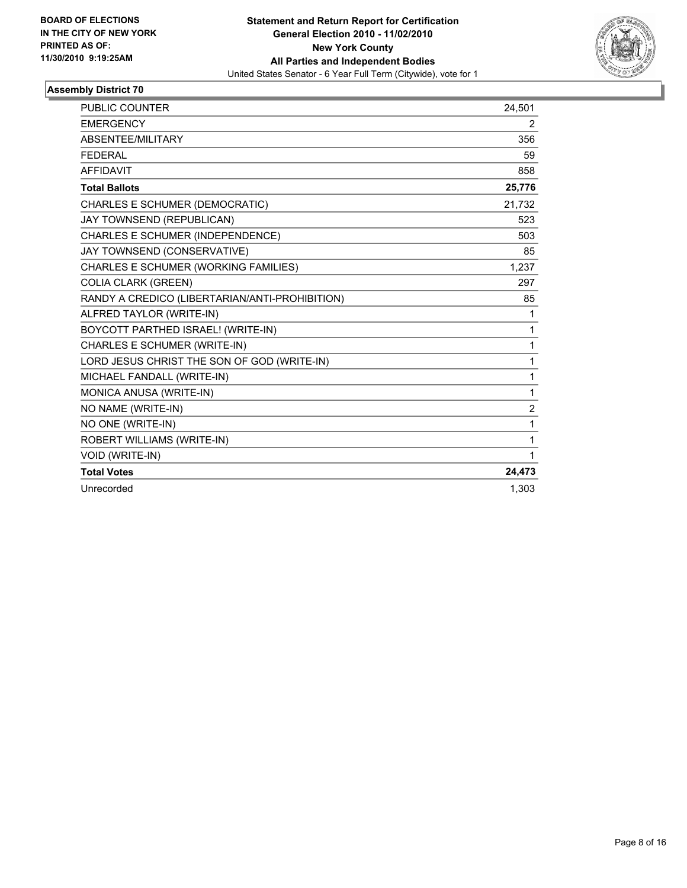**BOARD OF ELECTIONS IN THE CITY OF NEW YORK PRINTED AS OF: 11/30/2010 9:19:25AM**

**Statement and Return Report for Certification General Election 2010 - 11/02/2010 New York County All Parties and Independent Bodies**

United States Senator - 6 Year Full Term (Citywide), vote for 1

### Assembly District 70

| | |
|---|---|
| PUBLIC COUNTER | 24,501 |
| EMERGENCY | 2 |
| ABSENTEE/MILITARY | 356 |
| FEDERAL | 59 |
| AFFIDAVIT | 858 |
| **Total Ballots** | **25,776** |
| CHARLES E SCHUMER (DEMOCRATIC) | 21,732 |
| JAY TOWNSEND (REPUBLICAN) | 523 |
| CHARLES E SCHUMER (INDEPENDENCE) | 503 |
| JAY TOWNSEND (CONSERVATIVE) | 85 |
| CHARLES E SCHUMER (WORKING FAMILIES) | 1,237 |
| COLIA CLARK (GREEN) | 297 |
| RANDY A CREDICO (LIBERTARIAN/ANTI-PROHIBITION) | 85 |
| ALFRED TAYLOR (WRITE-IN) | 1 |
| BOYCOTT PARTHED ISRAEL! (WRITE-IN) | 1 |
| CHARLES E SCHUMER (WRITE-IN) | 1 |
| LORD JESUS CHRIST THE SON OF GOD (WRITE-IN) | 1 |
| MICHAEL FANDALL (WRITE-IN) | 1 |
| MONICA ANUSA (WRITE-IN) | 1 |
| NO NAME (WRITE-IN) | 2 |
| NO ONE (WRITE-IN) | 1 |
| ROBERT WILLIAMS (WRITE-IN) | 1 |
| VOID (WRITE-IN) | 1 |
| **Total Votes** | **24,473** |
| Unrecorded | 1,303 |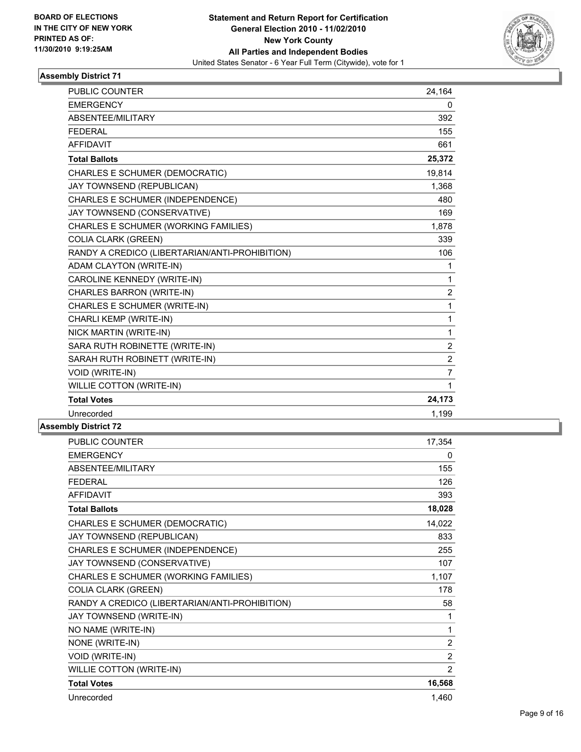**BOARD OF ELECTIONS IN THE CITY OF NEW YORK PRINTED AS OF: 11/30/2010 9:19:25AM**

**Statement and Return Report for Certification General Election 2010 - 11/02/2010 New York County All Parties and Independent Bodies**

United States Senator - 6 Year Full Term (Citywide), vote for 1

### Assembly District 71

| | |
|---|---|
| PUBLIC COUNTER | 24,164 |
| EMERGENCY | 0 |
| ABSENTEE/MILITARY | 392 |
| FEDERAL | 155 |
| AFFIDAVIT | 661 |
| **Total Ballots** | **25,372** |
| CHARLES E SCHUMER (DEMOCRATIC) | 19,814 |
| JAY TOWNSEND (REPUBLICAN) | 1,368 |
| CHARLES E SCHUMER (INDEPENDENCE) | 480 |
| JAY TOWNSEND (CONSERVATIVE) | 169 |
| CHARLES E SCHUMER (WORKING FAMILIES) | 1,878 |
| COLIA CLARK (GREEN) | 339 |
| RANDY A CREDICO (LIBERTARIAN/ANTI-PROHIBITION) | 106 |
| ADAM CLAYTON (WRITE-IN) | 1 |
| CAROLINE KENNEDY (WRITE-IN) | 1 |
| CHARLES BARRON (WRITE-IN) | 2 |
| CHARLES E SCHUMER (WRITE-IN) | 1 |
| CHARLI KEMP (WRITE-IN) | 1 |
| NICK MARTIN (WRITE-IN) | 1 |
| SARA RUTH ROBINETTE (WRITE-IN) | 2 |
| SARAH RUTH ROBINETT (WRITE-IN) | 2 |
| VOID (WRITE-IN) | 7 |
| WILLIE COTTON (WRITE-IN) | 1 |
| **Total Votes** | **24,173** |
| Unrecorded | 1,199 |

### Assembly District 72

| | |
|---|---|
| PUBLIC COUNTER | 17,354 |
| EMERGENCY | 0 |
| ABSENTEE/MILITARY | 155 |
| FEDERAL | 126 |
| AFFIDAVIT | 393 |
| **Total Ballots** | **18,028** |
| CHARLES E SCHUMER (DEMOCRATIC) | 14,022 |
| JAY TOWNSEND (REPUBLICAN) | 833 |
| CHARLES E SCHUMER (INDEPENDENCE) | 255 |
| JAY TOWNSEND (CONSERVATIVE) | 107 |
| CHARLES E SCHUMER (WORKING FAMILIES) | 1,107 |
| COLIA CLARK (GREEN) | 178 |
| RANDY A CREDICO (LIBERTARIAN/ANTI-PROHIBITION) | 58 |
| JAY TOWNSEND (WRITE-IN) | 1 |
| NO NAME (WRITE-IN) | 1 |
| NONE (WRITE-IN) | 2 |
| VOID (WRITE-IN) | 2 |
| WILLIE COTTON (WRITE-IN) | 2 |
| **Total Votes** | **16,568** |
| Unrecorded | 1,460 |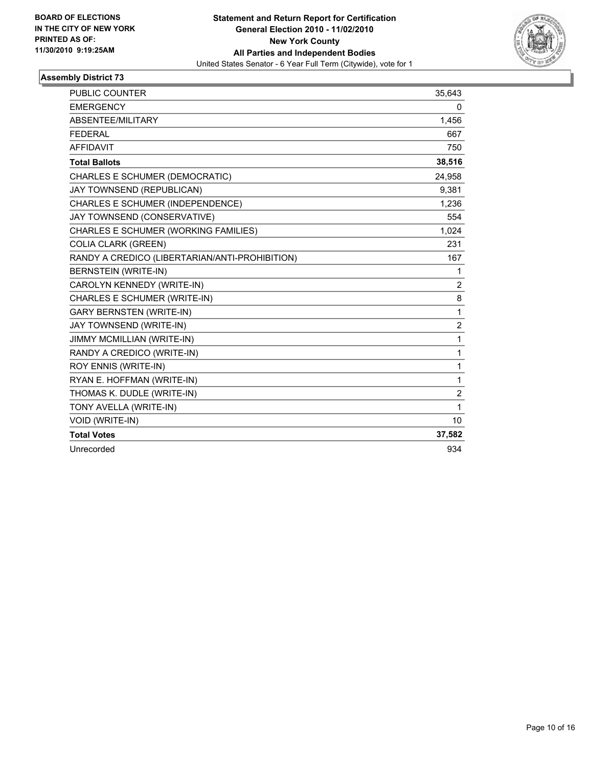BOARD OF ELECTIONS
IN THE CITY OF NEW YORK
PRINTED AS OF:
11/30/2010 9:19:25AM

**Statement and Return Report for Certification**
**General Election 2010 - 11/02/2010**
**New York County**
**All Parties and Independent Bodies**
United States Senator - 6 Year Full Term (Citywide), vote for 1

### Assembly District 73

| | |
|---|---|
| PUBLIC COUNTER | 35,643 |
| EMERGENCY | 0 |
| ABSENTEE/MILITARY | 1,456 |
| FEDERAL | 667 |
| AFFIDAVIT | 750 |
| **Total Ballots** | **38,516** |
| CHARLES E SCHUMER (DEMOCRATIC) | 24,958 |
| JAY TOWNSEND (REPUBLICAN) | 9,381 |
| CHARLES E SCHUMER (INDEPENDENCE) | 1,236 |
| JAY TOWNSEND (CONSERVATIVE) | 554 |
| CHARLES E SCHUMER (WORKING FAMILIES) | 1,024 |
| COLIA CLARK (GREEN) | 231 |
| RANDY A CREDICO (LIBERTARIAN/ANTI-PROHIBITION) | 167 |
| BERNSTEIN (WRITE-IN) | 1 |
| CAROLYN KENNEDY (WRITE-IN) | 2 |
| CHARLES E SCHUMER (WRITE-IN) | 8 |
| GARY BERNSTEN (WRITE-IN) | 1 |
| JAY TOWNSEND (WRITE-IN) | 2 |
| JIMMY MCMILLIAN (WRITE-IN) | 1 |
| RANDY A CREDICO (WRITE-IN) | 1 |
| ROY ENNIS (WRITE-IN) | 1 |
| RYAN E. HOFFMAN (WRITE-IN) | 1 |
| THOMAS K. DUDLE (WRITE-IN) | 2 |
| TONY AVELLA (WRITE-IN) | 1 |
| VOID (WRITE-IN) | 10 |
| **Total Votes** | **37,582** |
| Unrecorded | 934 |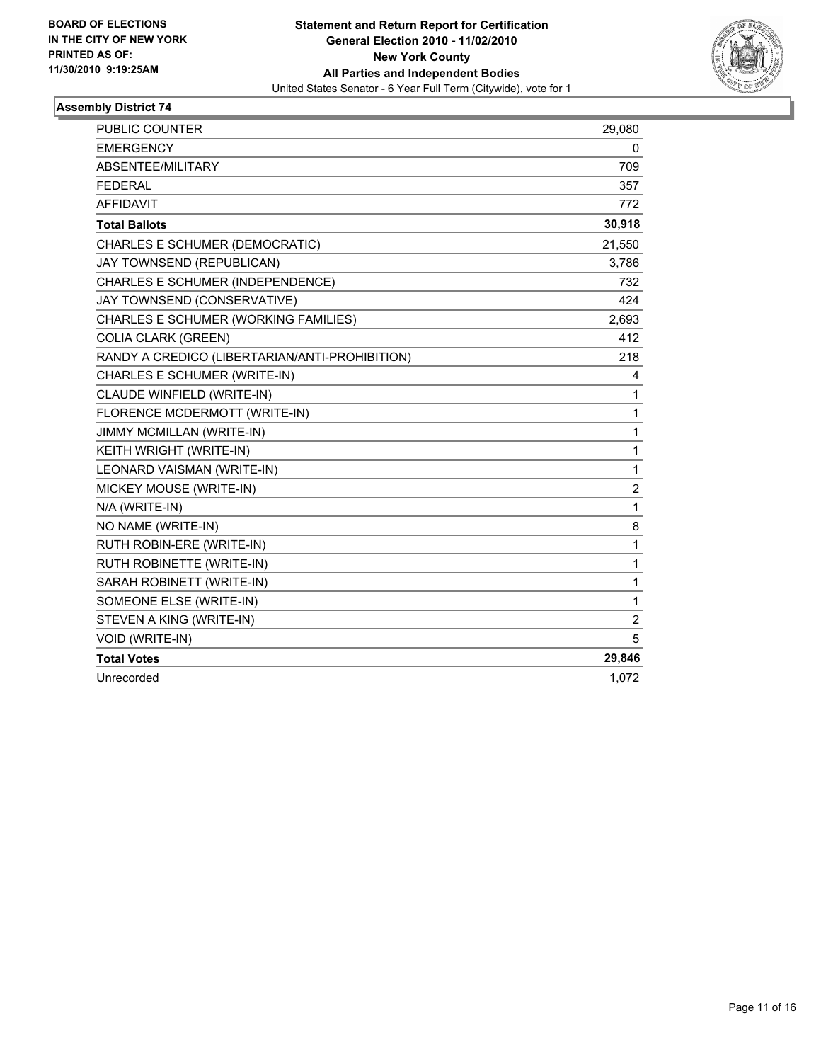**BOARD OF ELECTIONS IN THE CITY OF NEW YORK PRINTED AS OF: 11/30/2010 9:19:25AM**

**Statement and Return Report for Certification**
**General Election 2010 - 11/02/2010**
**New York County**
**All Parties and Independent Bodies**
United States Senator - 6 Year Full Term (Citywide), vote for 1

### Assembly District 74

| | |
|---|---|
| PUBLIC COUNTER | 29,080 |
| EMERGENCY | 0 |
| ABSENTEE/MILITARY | 709 |
| FEDERAL | 357 |
| AFFIDAVIT | 772 |
| **Total Ballots** | **30,918** |
| CHARLES E SCHUMER (DEMOCRATIC) | 21,550 |
| JAY TOWNSEND (REPUBLICAN) | 3,786 |
| CHARLES E SCHUMER (INDEPENDENCE) | 732 |
| JAY TOWNSEND (CONSERVATIVE) | 424 |
| CHARLES E SCHUMER (WORKING FAMILIES) | 2,693 |
| COLIA CLARK (GREEN) | 412 |
| RANDY A CREDICO (LIBERTARIAN/ANTI-PROHIBITION) | 218 |
| CHARLES E SCHUMER (WRITE-IN) | 4 |
| CLAUDE WINFIELD (WRITE-IN) | 1 |
| FLORENCE MCDERMOTT (WRITE-IN) | 1 |
| JIMMY MCMILLAN (WRITE-IN) | 1 |
| KEITH WRIGHT (WRITE-IN) | 1 |
| LEONARD VAISMAN (WRITE-IN) | 1 |
| MICKEY MOUSE (WRITE-IN) | 2 |
| N/A (WRITE-IN) | 1 |
| NO NAME (WRITE-IN) | 8 |
| RUTH ROBIN-ERE (WRITE-IN) | 1 |
| RUTH ROBINETTE (WRITE-IN) | 1 |
| SARAH ROBINETT (WRITE-IN) | 1 |
| SOMEONE ELSE (WRITE-IN) | 1 |
| STEVEN A KING (WRITE-IN) | 2 |
| VOID (WRITE-IN) | 5 |
| **Total Votes** | **29,846** |
| Unrecorded | 1,072 |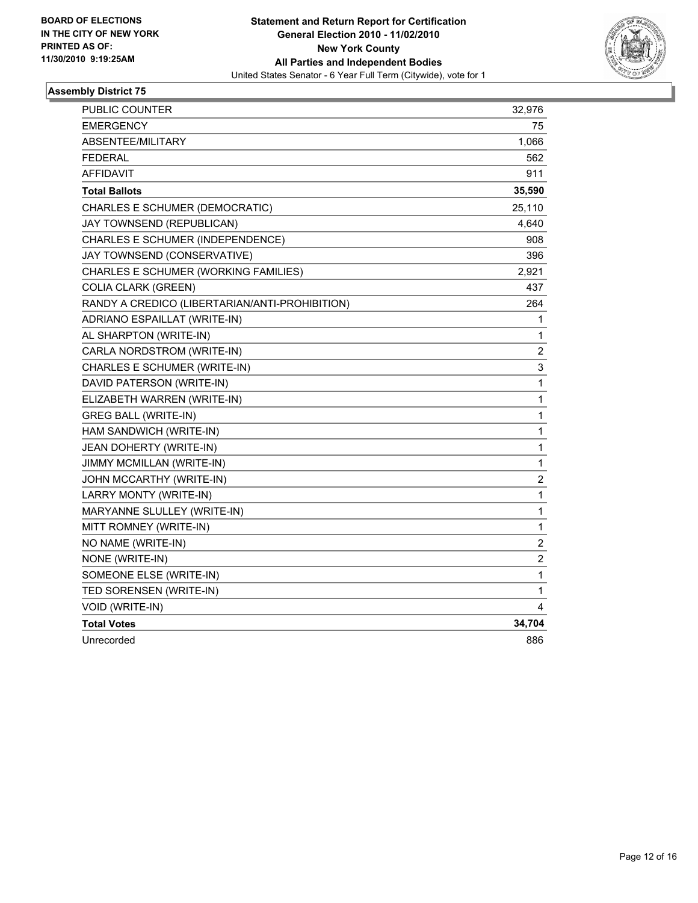**BOARD OF ELECTIONS IN THE CITY OF NEW YORK PRINTED AS OF: 11/30/2010 9:19:25AM**

**Statement and Return Report for Certification**
**General Election 2010 - 11/02/2010**
**New York County**
**All Parties and Independent Bodies**
United States Senator - 6 Year Full Term (Citywide), vote for 1

### Assembly District 75

| | |
|---|---|
| PUBLIC COUNTER | 32,976 |
| EMERGENCY | 75 |
| ABSENTEE/MILITARY | 1,066 |
| FEDERAL | 562 |
| AFFIDAVIT | 911 |
| **Total Ballots** | **35,590** |
| CHARLES E SCHUMER (DEMOCRATIC) | 25,110 |
| JAY TOWNSEND (REPUBLICAN) | 4,640 |
| CHARLES E SCHUMER (INDEPENDENCE) | 908 |
| JAY TOWNSEND (CONSERVATIVE) | 396 |
| CHARLES E SCHUMER (WORKING FAMILIES) | 2,921 |
| COLIA CLARK (GREEN) | 437 |
| RANDY A CREDICO (LIBERTARIAN/ANTI-PROHIBITION) | 264 |
| ADRIANO ESPAILLAT (WRITE-IN) | 1 |
| AL SHARPTON (WRITE-IN) | 1 |
| CARLA NORDSTROM (WRITE-IN) | 2 |
| CHARLES E SCHUMER (WRITE-IN) | 3 |
| DAVID PATERSON (WRITE-IN) | 1 |
| ELIZABETH WARREN (WRITE-IN) | 1 |
| GREG BALL (WRITE-IN) | 1 |
| HAM SANDWICH (WRITE-IN) | 1 |
| JEAN DOHERTY (WRITE-IN) | 1 |
| JIMMY MCMILLAN (WRITE-IN) | 1 |
| JOHN MCCARTHY (WRITE-IN) | 2 |
| LARRY MONTY (WRITE-IN) | 1 |
| MARYANNE SLULLEY (WRITE-IN) | 1 |
| MITT ROMNEY (WRITE-IN) | 1 |
| NO NAME (WRITE-IN) | 2 |
| NONE (WRITE-IN) | 2 |
| SOMEONE ELSE (WRITE-IN) | 1 |
| TED SORENSEN (WRITE-IN) | 1 |
| VOID (WRITE-IN) | 4 |
| **Total Votes** | **34,704** |
| Unrecorded | 886 |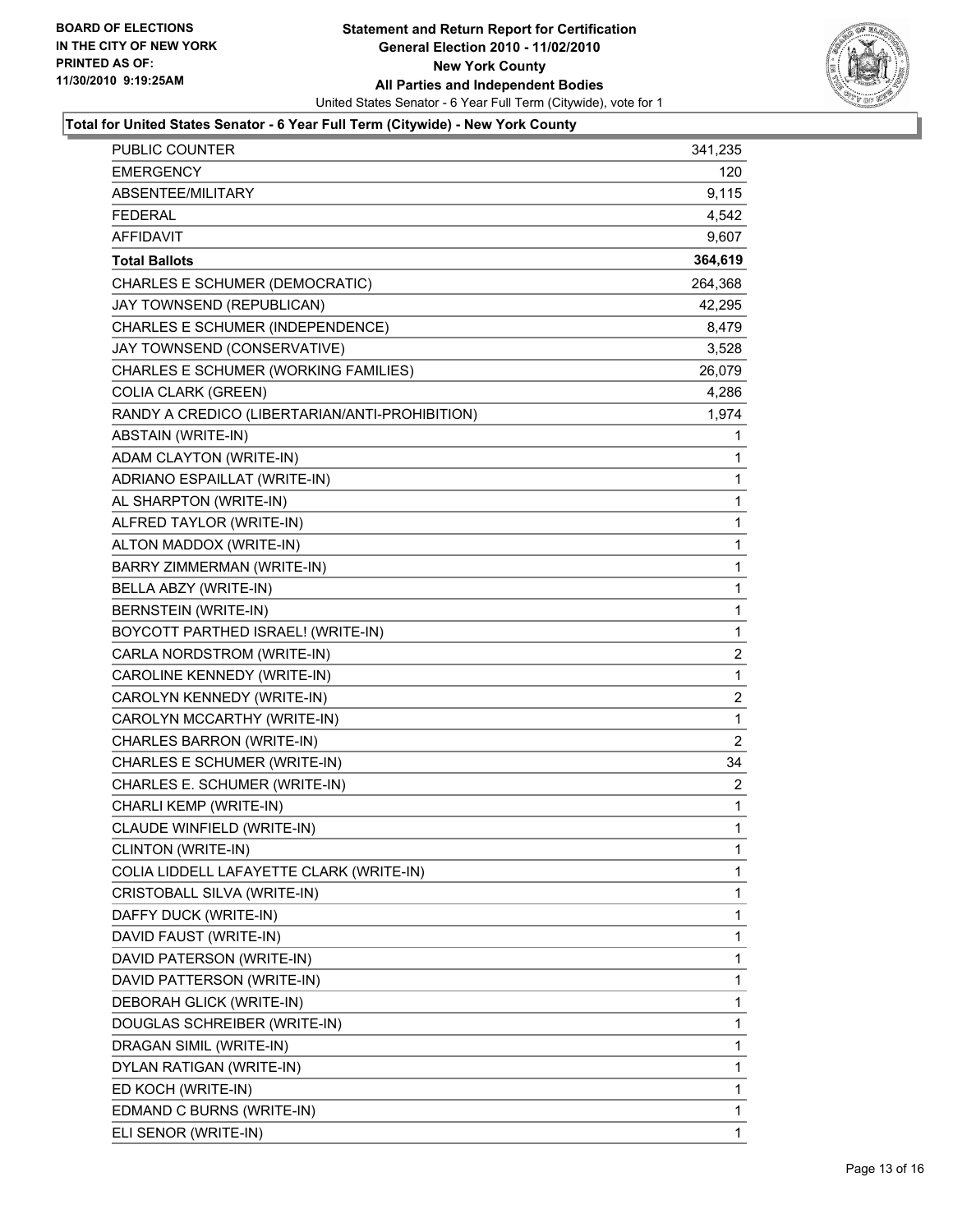BOARD OF ELECTIONS
IN THE CITY OF NEW YORK
PRINTED AS OF:
11/30/2010 9:19:25AM

**Statement and Return Report for Certification**
**General Election 2010 - 11/02/2010**
**New York County**
**All Parties and Independent Bodies**
United States Senator - 6 Year Full Term (Citywide), vote for 1

**Total for United States Senator - 6 Year Full Term (Citywide) - New York County**

| | |
|---|---|
| PUBLIC COUNTER | 341,235 |
| EMERGENCY | 120 |
| ABSENTEE/MILITARY | 9,115 |
| FEDERAL | 4,542 |
| AFFIDAVIT | 9,607 |
| **Total Ballots** | **364,619** |
| CHARLES E SCHUMER (DEMOCRATIC) | 264,368 |
| JAY TOWNSEND (REPUBLICAN) | 42,295 |
| CHARLES E SCHUMER (INDEPENDENCE) | 8,479 |
| JAY TOWNSEND (CONSERVATIVE) | 3,528 |
| CHARLES E SCHUMER (WORKING FAMILIES) | 26,079 |
| COLIA CLARK (GREEN) | 4,286 |
| RANDY A CREDICO (LIBERTARIAN/ANTI-PROHIBITION) | 1,974 |
| ABSTAIN (WRITE-IN) | 1 |
| ADAM CLAYTON (WRITE-IN) | 1 |
| ADRIANO ESPAILLAT (WRITE-IN) | 1 |
| AL SHARPTON (WRITE-IN) | 1 |
| ALFRED TAYLOR (WRITE-IN) | 1 |
| ALTON MADDOX (WRITE-IN) | 1 |
| BARRY ZIMMERMAN (WRITE-IN) | 1 |
| BELLA ABZY (WRITE-IN) | 1 |
| BERNSTEIN (WRITE-IN) | 1 |
| BOYCOTT PARTHED ISRAEL! (WRITE-IN) | 1 |
| CARLA NORDSTROM (WRITE-IN) | 2 |
| CAROLINE KENNEDY (WRITE-IN) | 1 |
| CAROLYN KENNEDY (WRITE-IN) | 2 |
| CAROLYN MCCARTHY (WRITE-IN) | 1 |
| CHARLES BARRON (WRITE-IN) | 2 |
| CHARLES E SCHUMER (WRITE-IN) | 34 |
| CHARLES E. SCHUMER (WRITE-IN) | 2 |
| CHARLI KEMP (WRITE-IN) | 1 |
| CLAUDE WINFIELD (WRITE-IN) | 1 |
| CLINTON (WRITE-IN) | 1 |
| COLIA LIDDELL LAFAYETTE CLARK (WRITE-IN) | 1 |
| CRISTOBALL SILVA (WRITE-IN) | 1 |
| DAFFY DUCK (WRITE-IN) | 1 |
| DAVID FAUST (WRITE-IN) | 1 |
| DAVID PATERSON (WRITE-IN) | 1 |
| DAVID PATTERSON (WRITE-IN) | 1 |
| DEBORAH GLICK (WRITE-IN) | 1 |
| DOUGLAS SCHREIBER (WRITE-IN) | 1 |
| DRAGAN SIMIL (WRITE-IN) | 1 |
| DYLAN RATIGAN (WRITE-IN) | 1 |
| ED KOCH (WRITE-IN) | 1 |
| EDMAND C BURNS (WRITE-IN) | 1 |
| ELI SENOR (WRITE-IN) | 1 |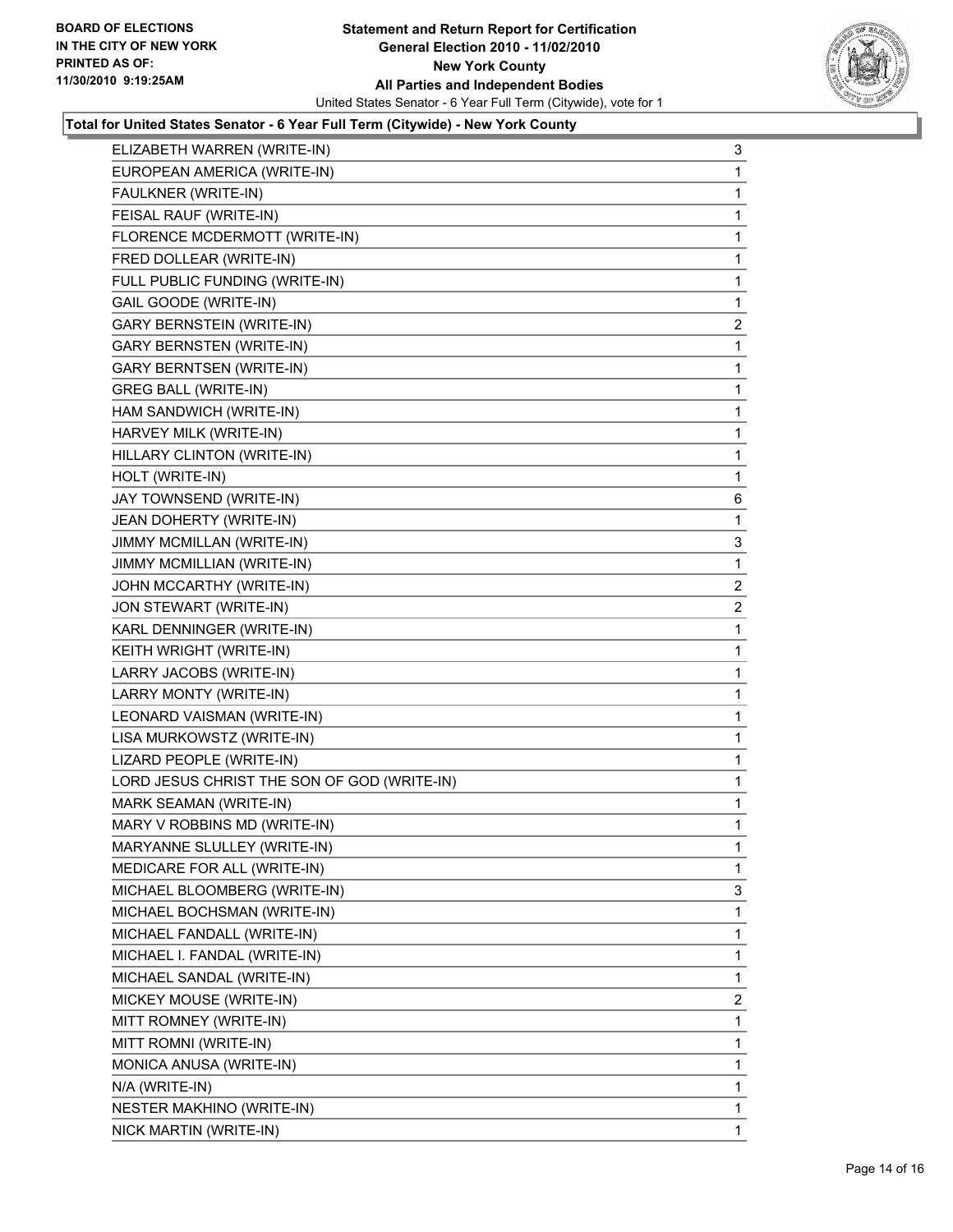**BOARD OF ELECTIONS IN THE CITY OF NEW YORK PRINTED AS OF: 11/30/2010 9:19:25AM**

**Statement and Return Report for Certification General Election 2010 - 11/02/2010 New York County All Parties and Independent Bodies**

United States Senator - 6 Year Full Term (Citywide), vote for 1

**Total for United States Senator - 6 Year Full Term (Citywide) - New York County**

| | |
|---|---|
| ELIZABETH WARREN (WRITE-IN) | 3 |
| EUROPEAN AMERICA (WRITE-IN) | 1 |
| FAULKNER (WRITE-IN) | 1 |
| FEISAL RAUF (WRITE-IN) | 1 |
| FLORENCE MCDERMOTT (WRITE-IN) | 1 |
| FRED DOLLEAR (WRITE-IN) | 1 |
| FULL PUBLIC FUNDING (WRITE-IN) | 1 |
| GAIL GOODE (WRITE-IN) | 1 |
| GARY BERNSTEIN (WRITE-IN) | 2 |
| GARY BERNSTEN (WRITE-IN) | 1 |
| GARY BERNTSEN (WRITE-IN) | 1 |
| GREG BALL (WRITE-IN) | 1 |
| HAM SANDWICH (WRITE-IN) | 1 |
| HARVEY MILK (WRITE-IN) | 1 |
| HILLARY CLINTON (WRITE-IN) | 1 |
| HOLT (WRITE-IN) | 1 |
| JAY TOWNSEND (WRITE-IN) | 6 |
| JEAN DOHERTY (WRITE-IN) | 1 |
| JIMMY MCMILLAN (WRITE-IN) | 3 |
| JIMMY MCMILLIAN (WRITE-IN) | 1 |
| JOHN MCCARTHY (WRITE-IN) | 2 |
| JON STEWART (WRITE-IN) | 2 |
| KARL DENNINGER (WRITE-IN) | 1 |
| KEITH WRIGHT (WRITE-IN) | 1 |
| LARRY JACOBS (WRITE-IN) | 1 |
| LARRY MONTY (WRITE-IN) | 1 |
| LEONARD VAISMAN (WRITE-IN) | 1 |
| LISA MURKOWSTZ (WRITE-IN) | 1 |
| LIZARD PEOPLE (WRITE-IN) | 1 |
| LORD JESUS CHRIST THE SON OF GOD (WRITE-IN) | 1 |
| MARK SEAMAN (WRITE-IN) | 1 |
| MARY V ROBBINS MD (WRITE-IN) | 1 |
| MARYANNE SLULLEY (WRITE-IN) | 1 |
| MEDICARE FOR ALL (WRITE-IN) | 1 |
| MICHAEL BLOOMBERG (WRITE-IN) | 3 |
| MICHAEL BOCHSMAN (WRITE-IN) | 1 |
| MICHAEL FANDALL (WRITE-IN) | 1 |
| MICHAEL I. FANDAL (WRITE-IN) | 1 |
| MICHAEL SANDAL (WRITE-IN) | 1 |
| MICKEY MOUSE (WRITE-IN) | 2 |
| MITT ROMNEY (WRITE-IN) | 1 |
| MITT ROMNI (WRITE-IN) | 1 |
| MONICA ANUSA (WRITE-IN) | 1 |
| N/A (WRITE-IN) | 1 |
| NESTER MAKHINO (WRITE-IN) | 1 |
| NICK MARTIN (WRITE-IN) | 1 |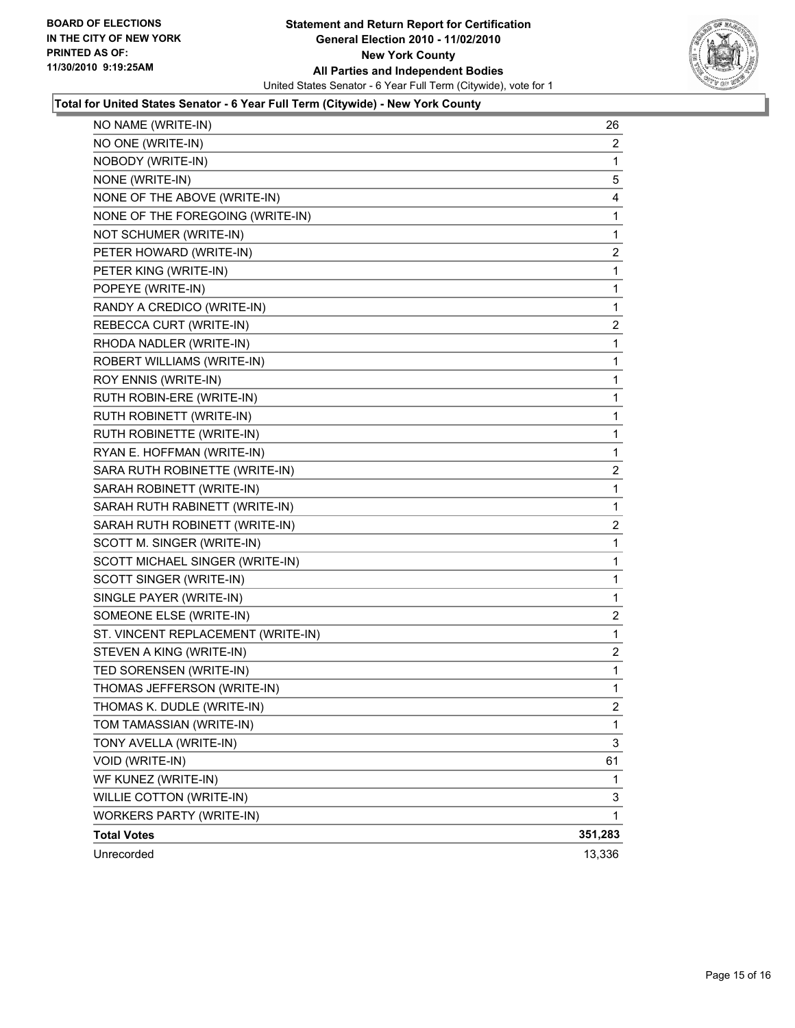**BOARD OF ELECTIONS IN THE CITY OF NEW YORK PRINTED AS OF: 11/30/2010 9:19:25AM**

**Statement and Return Report for Certification General Election 2010 - 11/02/2010 New York County All Parties and Independent Bodies**

United States Senator - 6 Year Full Term (Citywide), vote for 1

### Total for United States Senator - 6 Year Full Term (Citywide) - New York County

| Candidate | Votes |
|---|---|
| NO NAME (WRITE-IN) | 26 |
| NO ONE (WRITE-IN) | 2 |
| NOBODY (WRITE-IN) | 1 |
| NONE (WRITE-IN) | 5 |
| NONE OF THE ABOVE (WRITE-IN) | 4 |
| NONE OF THE FOREGOING (WRITE-IN) | 1 |
| NOT SCHUMER (WRITE-IN) | 1 |
| PETER HOWARD (WRITE-IN) | 2 |
| PETER KING (WRITE-IN) | 1 |
| POPEYE (WRITE-IN) | 1 |
| RANDY A CREDICO (WRITE-IN) | 1 |
| REBECCA CURT (WRITE-IN) | 2 |
| RHODA NADLER (WRITE-IN) | 1 |
| ROBERT WILLIAMS (WRITE-IN) | 1 |
| ROY ENNIS (WRITE-IN) | 1 |
| RUTH ROBIN-ERE (WRITE-IN) | 1 |
| RUTH ROBINETT (WRITE-IN) | 1 |
| RUTH ROBINETTE (WRITE-IN) | 1 |
| RYAN E. HOFFMAN (WRITE-IN) | 1 |
| SARA RUTH ROBINETTE (WRITE-IN) | 2 |
| SARAH ROBINETT (WRITE-IN) | 1 |
| SARAH RUTH RABINETT (WRITE-IN) | 1 |
| SARAH RUTH ROBINETT (WRITE-IN) | 2 |
| SCOTT M. SINGER (WRITE-IN) | 1 |
| SCOTT MICHAEL SINGER (WRITE-IN) | 1 |
| SCOTT SINGER (WRITE-IN) | 1 |
| SINGLE PAYER (WRITE-IN) | 1 |
| SOMEONE ELSE (WRITE-IN) | 2 |
| ST. VINCENT REPLACEMENT (WRITE-IN) | 1 |
| STEVEN A KING (WRITE-IN) | 2 |
| TED SORENSEN (WRITE-IN) | 1 |
| THOMAS JEFFERSON (WRITE-IN) | 1 |
| THOMAS K. DUDLE (WRITE-IN) | 2 |
| TOM TAMASSIAN (WRITE-IN) | 1 |
| TONY AVELLA (WRITE-IN) | 3 |
| VOID (WRITE-IN) | 61 |
| WF KUNEZ (WRITE-IN) | 1 |
| WILLIE COTTON (WRITE-IN) | 3 |
| WORKERS PARTY (WRITE-IN) | 1 |
| **Total Votes** | **351,283** |
| Unrecorded | 13,336 |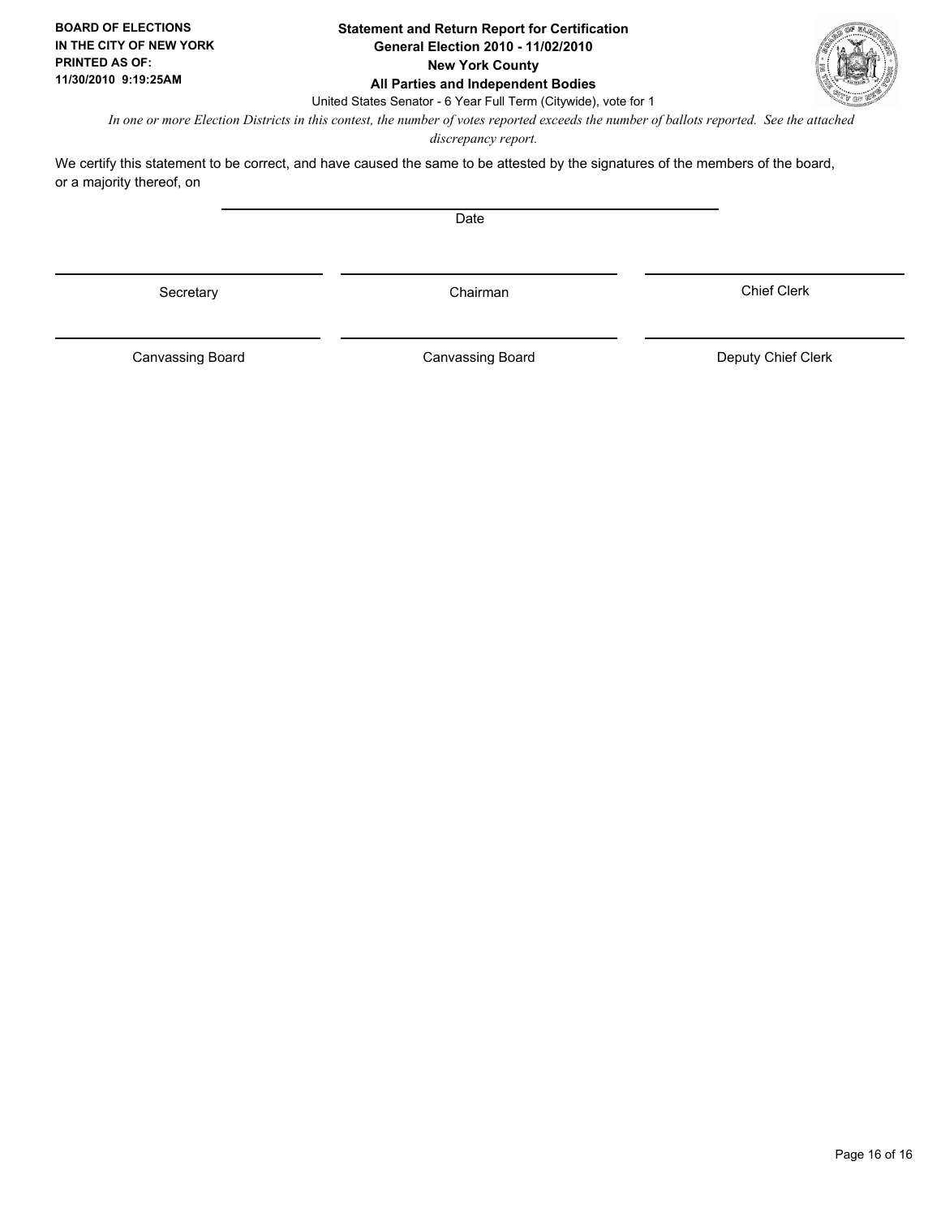**BOARD OF ELECTIONS IN THE CITY OF NEW YORK PRINTED AS OF: 11/30/2010 9:19:25AM**

**Statement and Return Report for Certification**
**General Election 2010 - 11/02/2010**
**New York County**
**All Parties and Independent Bodies**

United States Senator - 6 Year Full Term (Citywide), vote for 1

*In one or more Election Districts in this contest, the number of votes reported exceeds the number of ballots reported. See the attached discrepancy report.*

We certify this statement to be correct, and have caused the same to be attested by the signatures of the members of the board, or a majority thereof, on

_______________________________
Date

| | | |
|---|---|---|
| Secretary | Chairman | Chief Clerk |
| Canvassing Board | Canvassing Board | Deputy Chief Clerk |